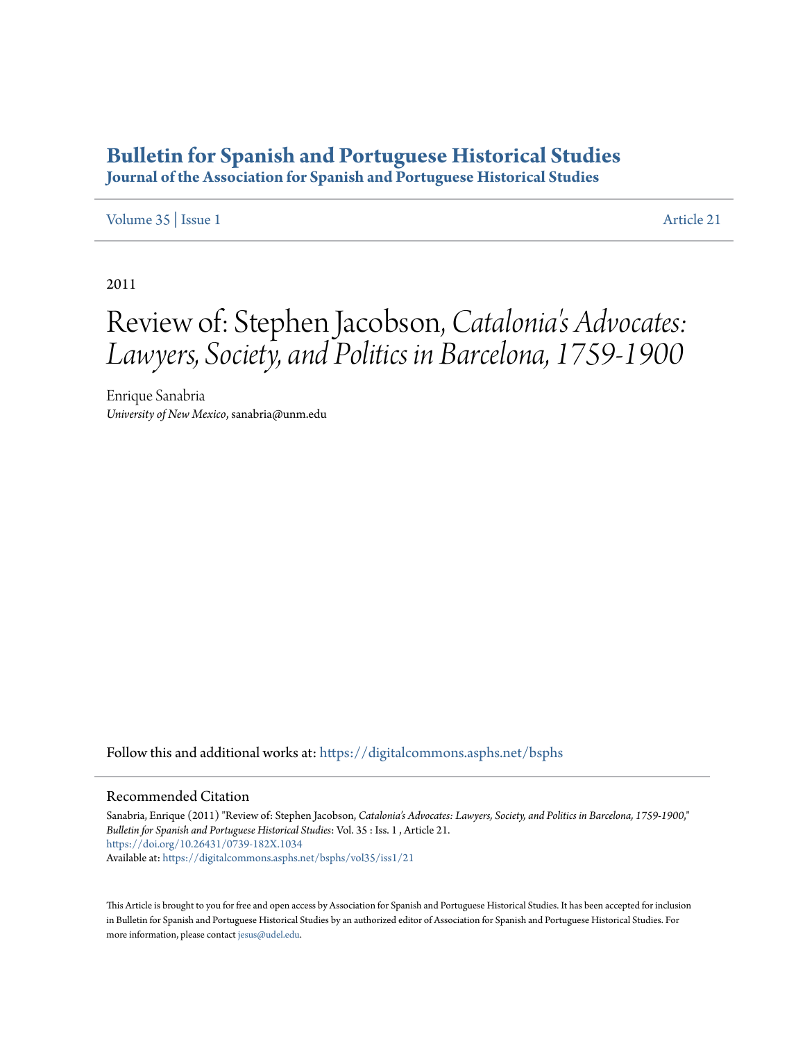# Bulletin for Spanish and Portuguese Historical Studies

## Journal of the Association for Spanish and Portuguese Historical Studies

Volume 35 | Issue 1 Article 21

2011

# Review of: Stephen Jacobson, *Catalonia's Advocates: Lawyers, Society, and Politics in Barcelona, 1759-1900*

Enrique Sanabria
*University of New Mexico*, sanabria@unm.edu

Follow this and additional works at: https://digitalcommons.asphs.net/bsphs

## Recommended Citation

Sanabria, Enrique (2011) "Review of: Stephen Jacobson, *Catalonia's Advocates: Lawyers, Society, and Politics in Barcelona, 1759-1900*," *Bulletin for Spanish and Portuguese Historical Studies*: Vol. 35 : Iss. 1 , Article 21.
https://doi.org/10.26431/0739-182X.1034
Available at: https://digitalcommons.asphs.net/bsphs/vol35/iss1/21

This Article is brought to you for free and open access by Association for Spanish and Portuguese Historical Studies. It has been accepted for inclusion in Bulletin for Spanish and Portuguese Historical Studies by an authorized editor of Association for Spanish and Portuguese Historical Studies. For more information, please contact jesus@udel.edu.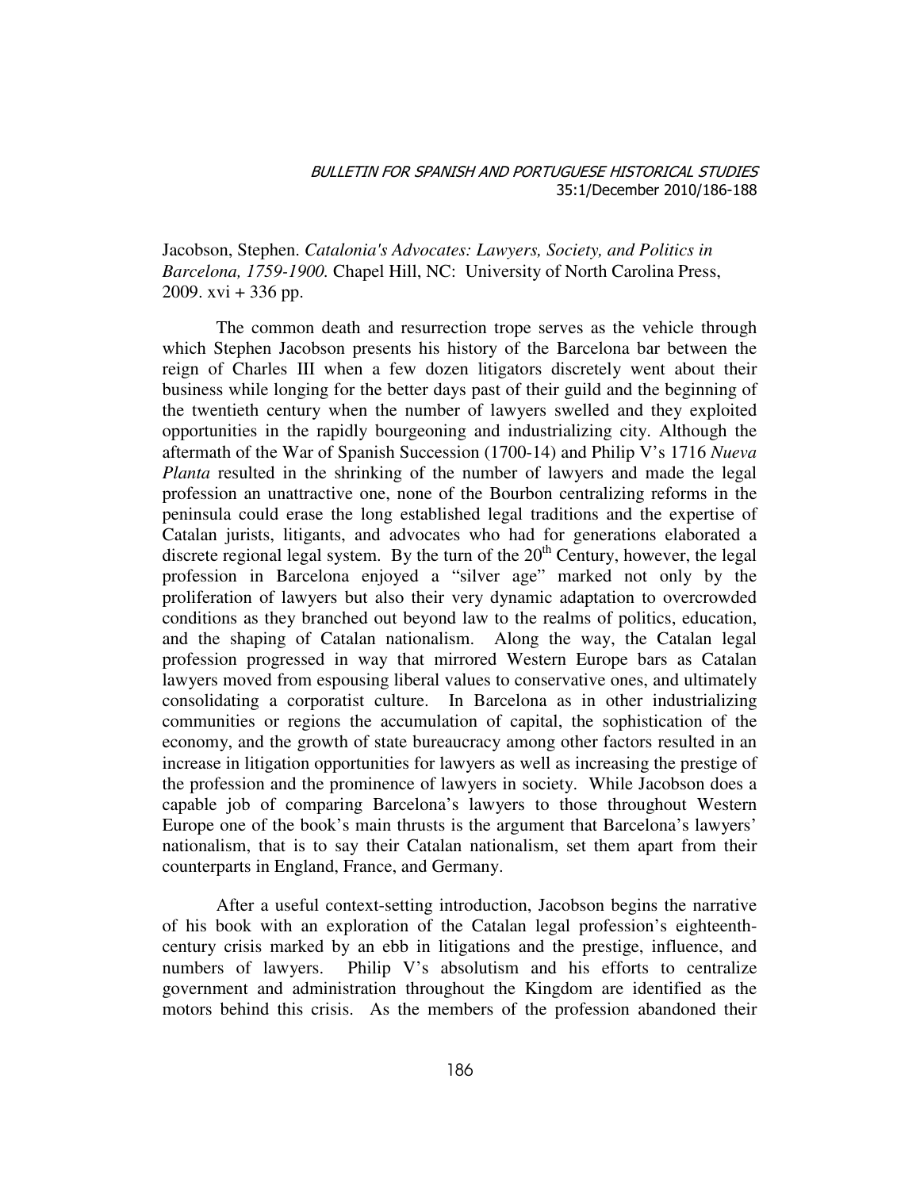Jacobson, Stephen. *Catalonia's Advocates: Lawyers, Society, and Politics in Barcelona, 1759-1900.* Chapel Hill, NC: University of North Carolina Press, 2009. xvi + 336 pp.

The common death and resurrection trope serves as the vehicle through which Stephen Jacobson presents his history of the Barcelona bar between the reign of Charles III when a few dozen litigators discretely went about their business while longing for the better days past of their guild and the beginning of the twentieth century when the number of lawyers swelled and they exploited opportunities in the rapidly bourgeoning and industrializing city. Although the aftermath of the War of Spanish Succession (1700-14) and Philip V's 1716 *Nueva Planta* resulted in the shrinking of the number of lawyers and made the legal profession an unattractive one, none of the Bourbon centralizing reforms in the peninsula could erase the long established legal traditions and the expertise of Catalan jurists, litigants, and advocates who had for generations elaborated a discrete regional legal system. By the turn of the 20th Century, however, the legal profession in Barcelona enjoyed a "silver age" marked not only by the proliferation of lawyers but also their very dynamic adaptation to overcrowded conditions as they branched out beyond law to the realms of politics, education, and the shaping of Catalan nationalism. Along the way, the Catalan legal profession progressed in way that mirrored Western Europe bars as Catalan lawyers moved from espousing liberal values to conservative ones, and ultimately consolidating a corporatist culture. In Barcelona as in other industrializing communities or regions the accumulation of capital, the sophistication of the economy, and the growth of state bureaucracy among other factors resulted in an increase in litigation opportunities for lawyers as well as increasing the prestige of the profession and the prominence of lawyers in society. While Jacobson does a capable job of comparing Barcelona's lawyers to those throughout Western Europe one of the book's main thrusts is the argument that Barcelona's lawyers' nationalism, that is to say their Catalan nationalism, set them apart from their counterparts in England, France, and Germany.

After a useful context-setting introduction, Jacobson begins the narrative of his book with an exploration of the Catalan legal profession's eighteenth-century crisis marked by an ebb in litigations and the prestige, influence, and numbers of lawyers. Philip V's absolutism and his efforts to centralize government and administration throughout the Kingdom are identified as the motors behind this crisis. As the members of the profession abandoned their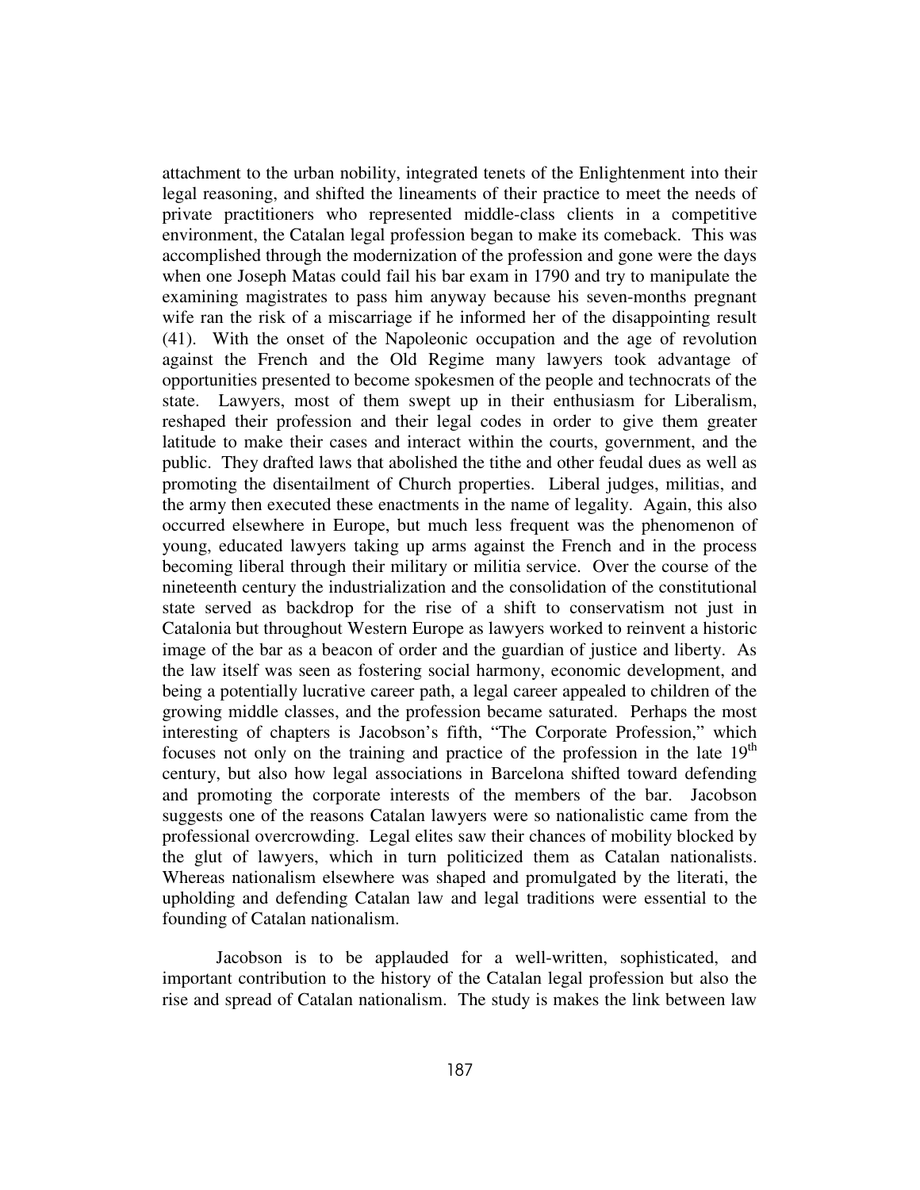attachment to the urban nobility, integrated tenets of the Enlightenment into their legal reasoning, and shifted the lineaments of their practice to meet the needs of private practitioners who represented middle-class clients in a competitive environment, the Catalan legal profession began to make its comeback. This was accomplished through the modernization of the profession and gone were the days when one Joseph Matas could fail his bar exam in 1790 and try to manipulate the examining magistrates to pass him anyway because his seven-months pregnant wife ran the risk of a miscarriage if he informed her of the disappointing result (41). With the onset of the Napoleonic occupation and the age of revolution against the French and the Old Regime many lawyers took advantage of opportunities presented to become spokesmen of the people and technocrats of the state. Lawyers, most of them swept up in their enthusiasm for Liberalism, reshaped their profession and their legal codes in order to give them greater latitude to make their cases and interact within the courts, government, and the public. They drafted laws that abolished the tithe and other feudal dues as well as promoting the disentailment of Church properties. Liberal judges, militias, and the army then executed these enactments in the name of legality. Again, this also occurred elsewhere in Europe, but much less frequent was the phenomenon of young, educated lawyers taking up arms against the French and in the process becoming liberal through their military or militia service. Over the course of the nineteenth century the industrialization and the consolidation of the constitutional state served as backdrop for the rise of a shift to conservatism not just in Catalonia but throughout Western Europe as lawyers worked to reinvent a historic image of the bar as a beacon of order and the guardian of justice and liberty. As the law itself was seen as fostering social harmony, economic development, and being a potentially lucrative career path, a legal career appealed to children of the growing middle classes, and the profession became saturated. Perhaps the most interesting of chapters is Jacobson's fifth, "The Corporate Profession," which focuses not only on the training and practice of the profession in the late 19th century, but also how legal associations in Barcelona shifted toward defending and promoting the corporate interests of the members of the bar. Jacobson suggests one of the reasons Catalan lawyers were so nationalistic came from the professional overcrowding. Legal elites saw their chances of mobility blocked by the glut of lawyers, which in turn politicized them as Catalan nationalists. Whereas nationalism elsewhere was shaped and promulgated by the literati, the upholding and defending Catalan law and legal traditions were essential to the founding of Catalan nationalism.

Jacobson is to be applauded for a well-written, sophisticated, and important contribution to the history of the Catalan legal profession but also the rise and spread of Catalan nationalism. The study is makes the link between law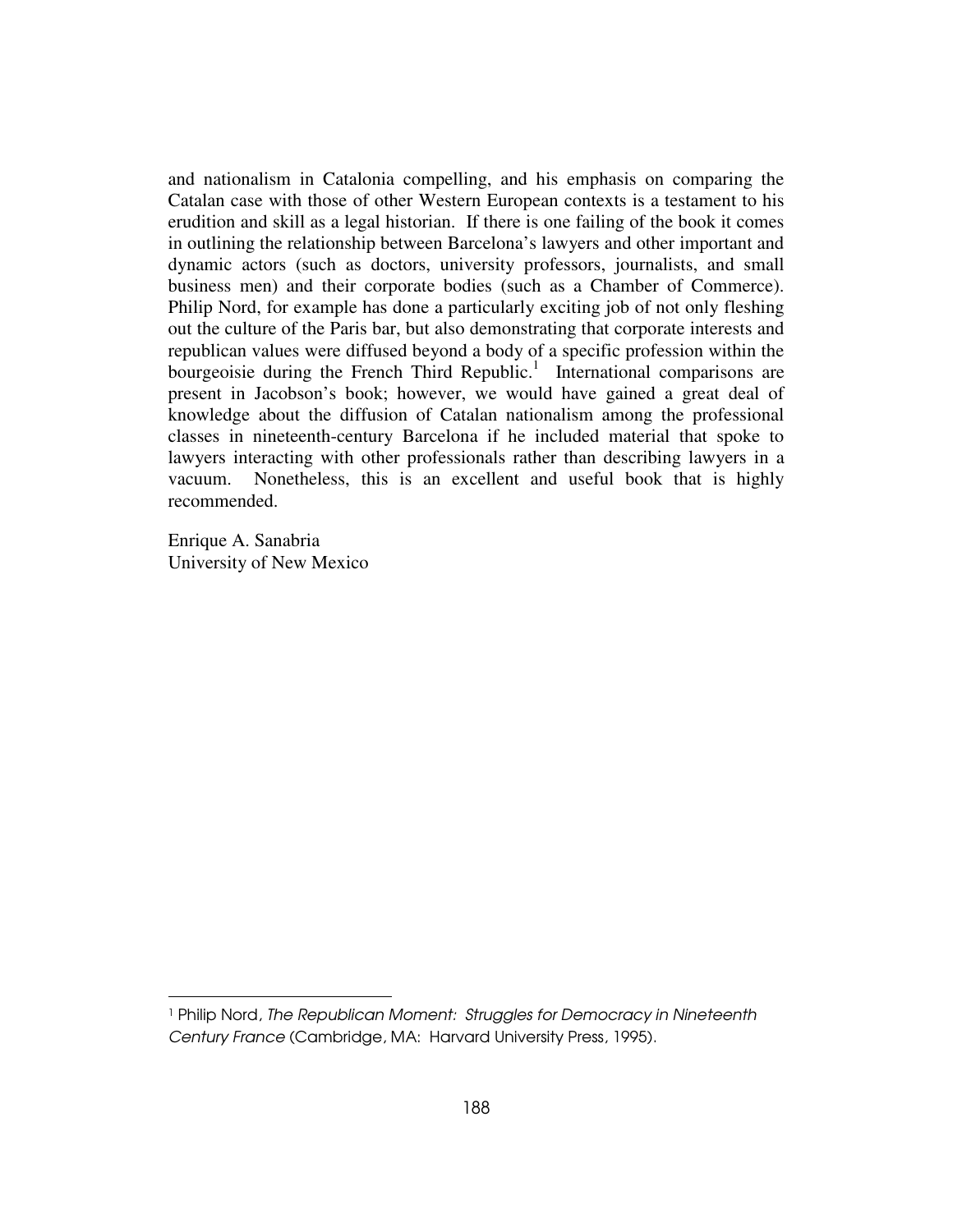and nationalism in Catalonia compelling, and his emphasis on comparing the Catalan case with those of other Western European contexts is a testament to his erudition and skill as a legal historian. If there is one failing of the book it comes in outlining the relationship between Barcelona's lawyers and other important and dynamic actors (such as doctors, university professors, journalists, and small business men) and their corporate bodies (such as a Chamber of Commerce). Philip Nord, for example has done a particularly exciting job of not only fleshing out the culture of the Paris bar, but also demonstrating that corporate interests and republican values were diffused beyond a body of a specific profession within the bourgeoisie during the French Third Republic.[1] International comparisons are present in Jacobson's book; however, we would have gained a great deal of knowledge about the diffusion of Catalan nationalism among the professional classes in nineteenth-century Barcelona if he included material that spoke to lawyers interacting with other professionals rather than describing lawyers in a vacuum. Nonetheless, this is an excellent and useful book that is highly recommended.

Enrique A. Sanabria
University of New Mexico

---

[1] Philip Nord, *The Republican Moment: Struggles for Democracy in Nineteenth Century France* (Cambridge, MA: Harvard University Press, 1995).